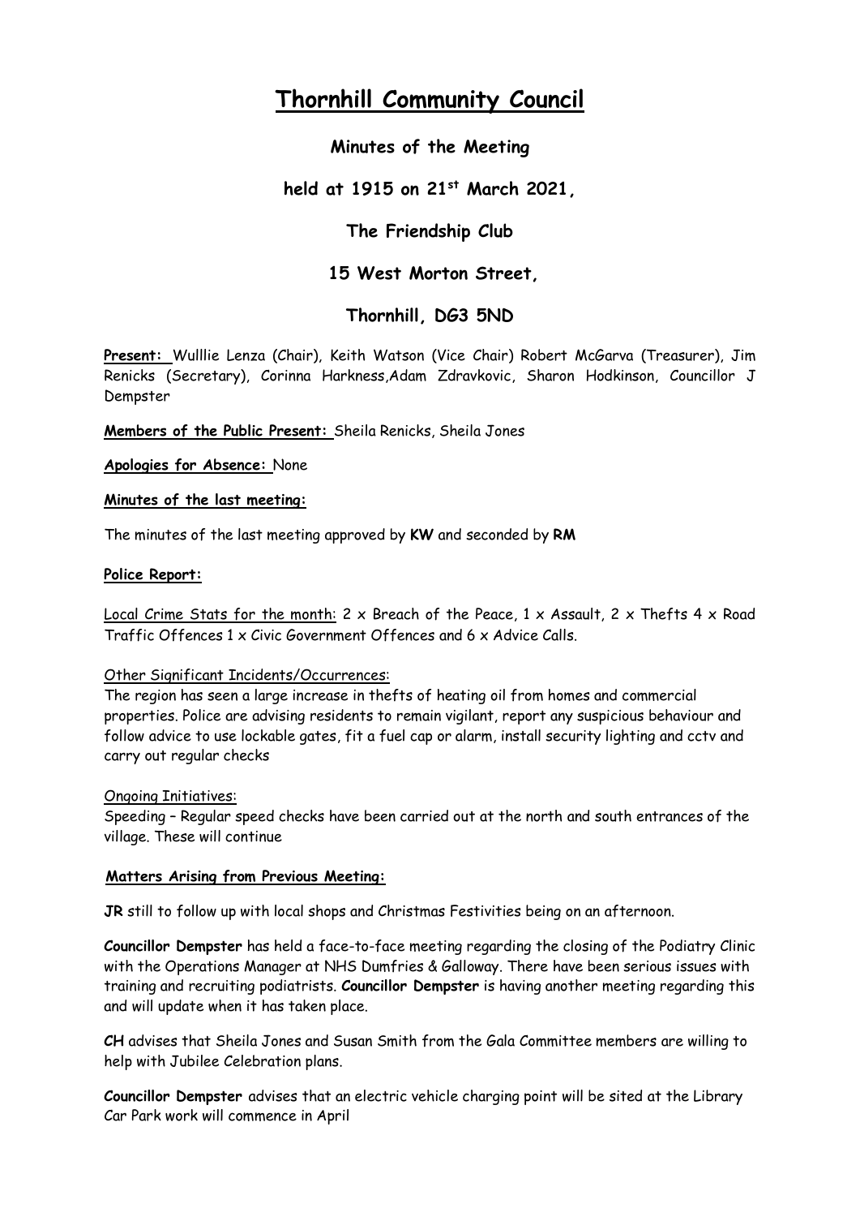# Thornhill Community Council

## Minutes of the Meeting

## held at 1915 on 21st March 2021,

## The Friendship Club

## 15 West Morton Street,

## Thornhill, DG3 5ND

**Present:** Wulllie Lenza (Chair), Keith Watson (Vice Chair) Robert McGarva (Treasurer), Jim Renicks (Secretary), Corinna Harkness,Adam Zdravkovic, Sharon Hodkinson, Councillor J Dempster

**Members of the Public Present:** Sheila Renicks, Sheila Jones

**Apologies for Absence:** None

**Minutes of the last meeting:**

The minutes of the last meeting approved by **KW** and seconded by **RM**

**Police Report:**

Local Crime Stats for the month: 2 x Breach of the Peace, 1 x Assault, 2 x Thefts 4 x Road Traffic Offences 1 x Civic Government Offences and 6 x Advice Calls.

Other Significant Incidents/Occurrences:

The region has seen a large increase in thefts of heating oil from homes and commercial properties. Police are advising residents to remain vigilant, report any suspicious behaviour and follow advice to use lockable gates, fit a fuel cap or alarm, install security lighting and cctv and carry out regular checks

Ongoing Initiatives:

Speeding – Regular speed checks have been carried out at the north and south entrances of the village. These will continue

**Matters Arising from Previous Meeting:**

**JR** still to follow up with local shops and Christmas Festivities being on an afternoon.

**Councillor Dempster** has held a face-to-face meeting regarding the closing of the Podiatry Clinic with the Operations Manager at NHS Dumfries & Galloway. There have been serious issues with training and recruiting podiatrists. **Councillor Dempster** is having another meeting regarding this and will update when it has taken place.

**CH** advises that Sheila Jones and Susan Smith from the Gala Committee members are willing to help with Jubilee Celebration plans.

**Councillor Dempster** advises that an electric vehicle charging point will be sited at the Library Car Park work will commence in April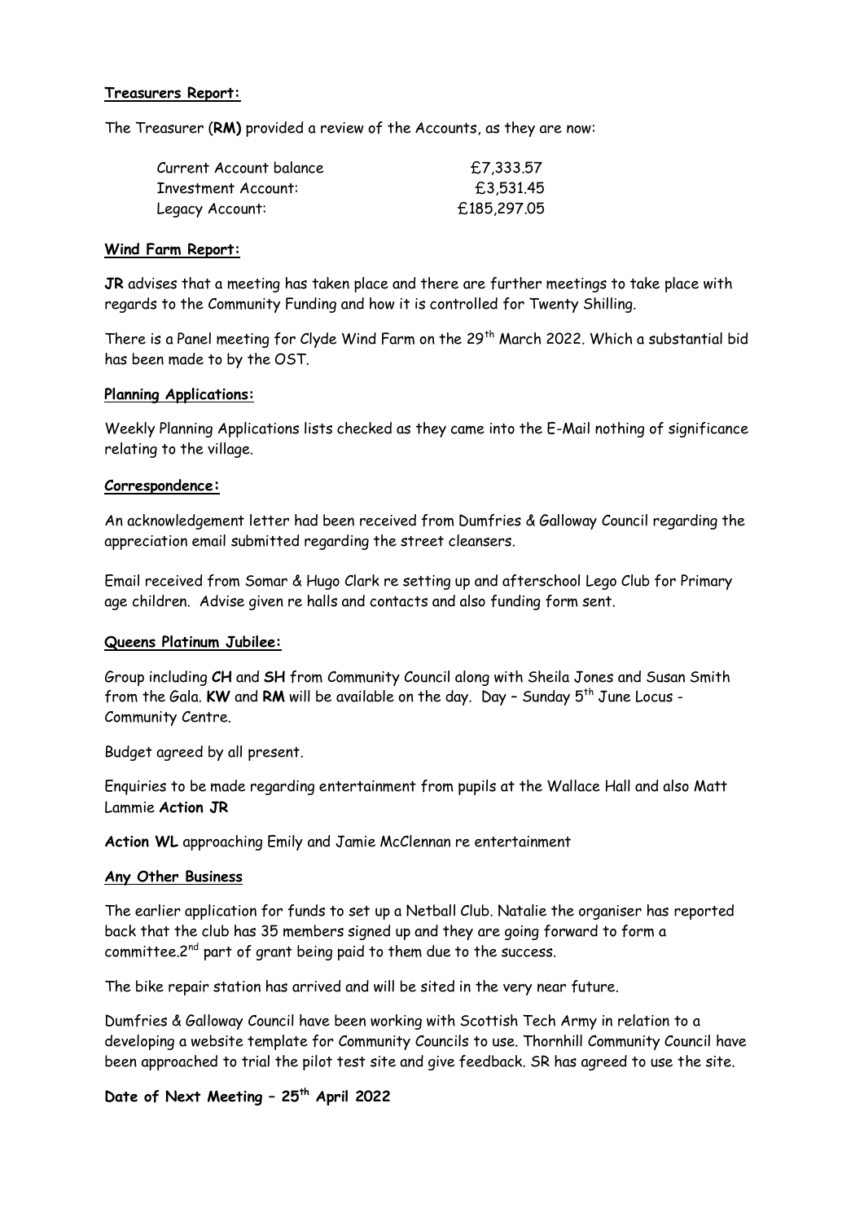**Treasurers Report:**

The Treasurer (**RM)** provided a review of the Accounts, as they are now:

| | |
|---|---|
| Current Account balance | £7,333.57 |
| Investment Account: | £3,531.45 |
| Legacy Account: | £185,297.05 |

**Wind Farm Report:**

**JR** advises that a meeting has taken place and there are further meetings to take place with regards to the Community Funding and how it is controlled for Twenty Shilling.

There is a Panel meeting for Clyde Wind Farm on the 29th March 2022. Which a substantial bid has been made to by the OST.

**Planning Applications:**

Weekly Planning Applications lists checked as they came into the E-Mail nothing of significance relating to the village.

**Correspondence:**

An acknowledgement letter had been received from Dumfries & Galloway Council regarding the appreciation email submitted regarding the street cleansers.

Email received from Somar & Hugo Clark re setting up and afterschool Lego Club for Primary age children. Advise given re halls and contacts and also funding form sent.

**Queens Platinum Jubilee:**

Group including **CH** and **SH** from Community Council along with Sheila Jones and Susan Smith from the Gala. **KW** and **RM** will be available on the day. Day – Sunday 5th June Locus - Community Centre.

Budget agreed by all present.

Enquiries to be made regarding entertainment from pupils at the Wallace Hall and also Matt Lammie **Action JR**

**Action WL** approaching Emily and Jamie McClennan re entertainment

**Any Other Business**

The earlier application for funds to set up a Netball Club. Natalie the organiser has reported back that the club has 35 members signed up and they are going forward to form a committee.2nd part of grant being paid to them due to the success.

The bike repair station has arrived and will be sited in the very near future.

Dumfries & Galloway Council have been working with Scottish Tech Army in relation to a developing a website template for Community Councils to use. Thornhill Community Council have been approached to trial the pilot test site and give feedback. SR has agreed to use the site.

**Date of Next Meeting – 25th April 2022**